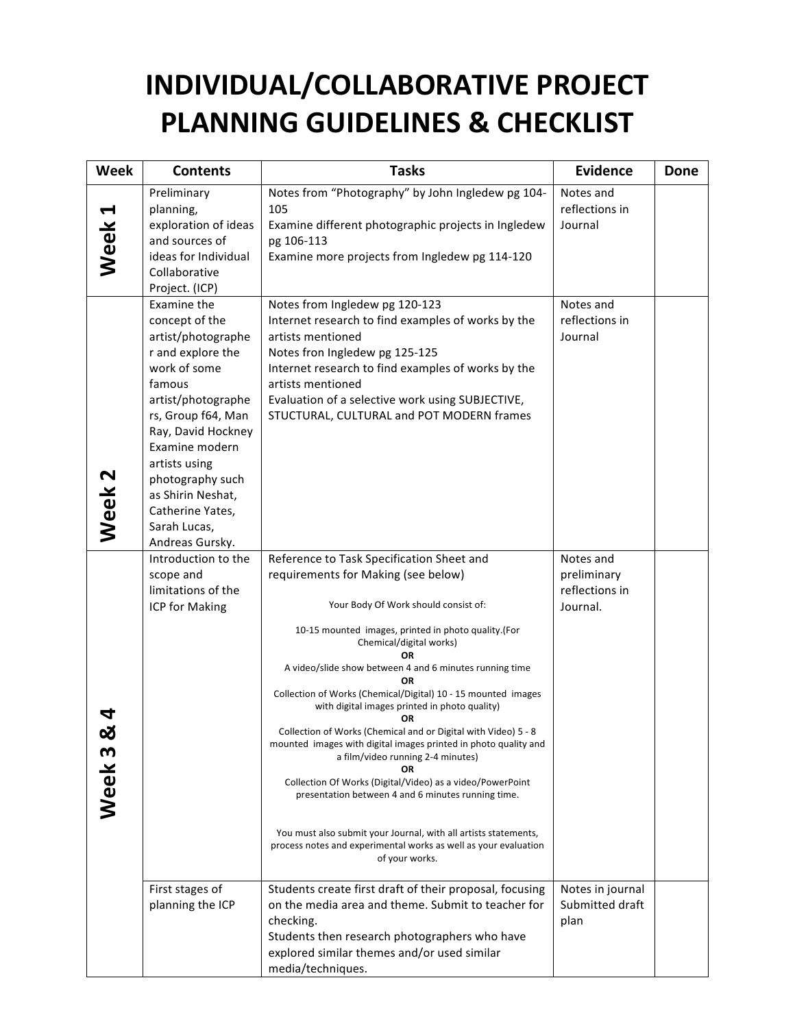# INDIVIDUAL/COLLABORATIVE PROJECT PLANNING GUIDELINES & CHECKLIST

| Week | Contents | Tasks | Evidence | Done |
|---|---|---|---|---|
| Week 1 | Preliminary planning, exploration of ideas and sources of ideas for Individual Collaborative Project. (ICP) | Notes from "Photography" by John Ingledew pg 104-105<br>Examine different photographic projects in Ingledew pg 106-113<br>Examine more projects from Ingledew pg 114-120 | Notes and reflections in Journal | |
| Week 2 | Examine the concept of the artist/photographer and explore the work of some famous artist/photographers, Group f64, Man Ray, David Hockney<br>Examine modern artists using photography such as Shirin Neshat, Catherine Yates, Sarah Lucas, Andreas Gursky. | Notes from Ingledew pg 120-123<br>Internet research to find examples of works by the artists mentioned<br>Notes fron Ingledew pg 125-125<br>Internet research to find examples of works by the artists mentioned<br>Evaluation of a selective work using SUBJECTIVE, STUCTURAL, CULTURAL and POT MODERN frames | Notes and reflections in Journal | |
| Week 3 & 4 | Introduction to the scope and limitations of the ICP for Making | Reference to Task Specification Sheet and requirements for Making (see below)<br><br>Your Body Of Work should consist of:<br><br>10-15 mounted images, printed in photo quality.(For Chemical/digital works)<br>**OR**<br>A video/slide show between 4 and 6 minutes running time<br>**OR**<br>Collection of Works (Chemical/Digital) 10 - 15 mounted images with digital images printed in photo quality)<br>**OR**<br>Collection of Works (Chemical and or Digital with Video) 5 - 8 mounted images with digital images printed in photo quality and a film/video running 2-4 minutes)<br>**OR**<br>Collection Of Works (Digital/Video) as a video/PowerPoint presentation between 4 and 6 minutes running time.<br><br>You must also submit your Journal, with all artists statements, process notes and experimental works as well as your evaluation of your works. | Notes and preliminary reflections in Journal. | |
| | First stages of planning the ICP | Students create first draft of their proposal, focusing on the media area and theme. Submit to teacher for checking.<br>Students then research photographers who have explored similar themes and/or used similar media/techniques. | Notes in journal<br>Submitted draft plan | |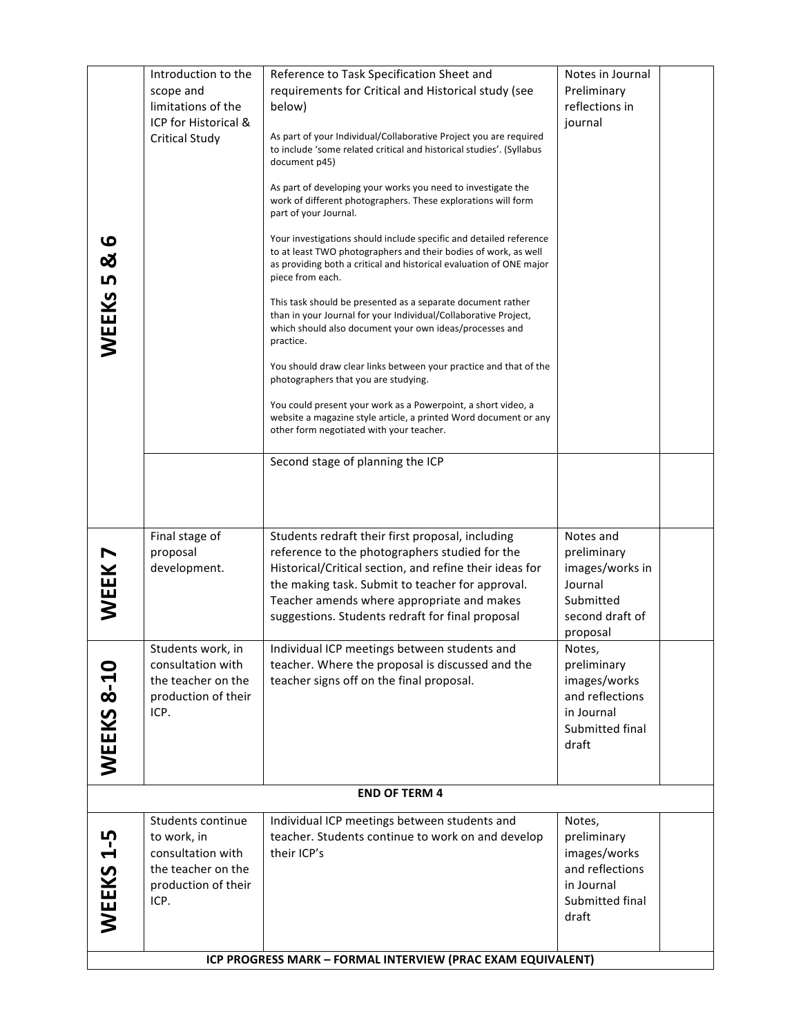| | | | | |
|---|---|---|---|---|
| **WEEKs 5 & 6** | Introduction to the scope and limitations of the ICP for Historical & Critical Study | Reference to Task Specification Sheet and requirements for Critical and Historical study (see below)<br><br>As part of your Individual/Collaborative Project you are required to include 'some related critical and historical studies'. (Syllabus document p45)<br><br>As part of developing your works you need to investigate the work of different photographers. These explorations will form part of your Journal.<br><br>Your investigations should include specific and detailed reference to at least TWO photographers and their bodies of work, as well as providing both a critical and historical evaluation of ONE major piece from each.<br><br>This task should be presented as a separate document rather than in your Journal for your Individual/Collaborative Project, which should also document your own ideas/processes and practice.<br><br>You should draw clear links between your practice and that of the photographers that you are studying.<br><br>You could present your work as a Powerpoint, a short video, a website a magazine style article, a printed Word document or any other form negotiated with your teacher. | Notes in Journal<br>Preliminary reflections in journal | |
| | | Second stage of planning the ICP | | |
| **WEEK 7** | Final stage of proposal development. | Students redraft their first proposal, including reference to the photographers studied for the Historical/Critical section, and refine their ideas for the making task. Submit to teacher for approval. Teacher amends where appropriate and makes suggestions. Students redraft for final proposal | Notes and preliminary images/works in Journal<br>Submitted second draft of proposal | |
| **WEEKS 8-10** | Students work, in consultation with the teacher on the production of their ICP. | Individual ICP meetings between students and teacher. Where the proposal is discussed and the teacher signs off on the final proposal. | Notes, preliminary images/works and reflections in Journal<br>Submitted final draft | |
| | | **END OF TERM 4** | | |
| **WEEKS 1-5** | Students continue to work, in consultation with the teacher on the production of their ICP. | Individual ICP meetings between students and teacher. Students continue to work on and develop their ICP's | Notes, preliminary images/works and reflections in Journal<br>Submitted final draft | |
| | | **ICP PROGRESS MARK – FORMAL INTERVIEW (PRAC EXAM EQUIVALENT)** | | |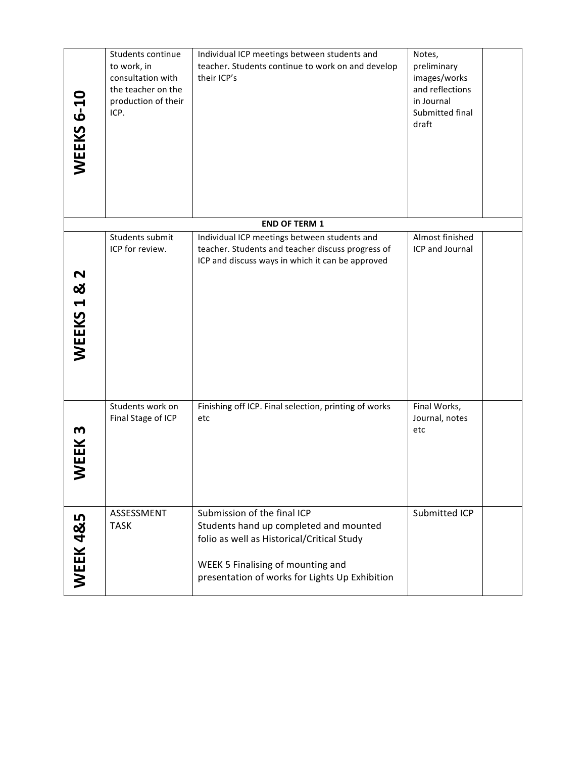| | | | | |
|---|---|---|---|---|
| **WEEKS 6-10** | Students continue to work, in consultation with the teacher on the production of their ICP. | Individual ICP meetings between students and teacher. Students continue to work on and develop their ICP's | Notes, preliminary images/works and reflections in Journal Submitted final draft | |
| **END OF TERM 1** | | | | |
| **WEEKS 1 & 2** | Students submit ICP for review. | Individual ICP meetings between students and teacher. Students and teacher discuss progress of ICP and discuss ways in which it can be approved | Almost finished ICP and Journal | |
| **WEEK 3** | Students work on Final Stage of ICP | Finishing off ICP. Final selection, printing of works etc | Final Works, Journal, notes etc | |
| **WEEK 4&5** | ASSESSMENT TASK | Submission of the final ICP<br>Students hand up completed and mounted folio as well as Historical/Critical Study<br><br>WEEK 5 Finalising of mounting and presentation of works for Lights Up Exhibition | Submitted ICP | |